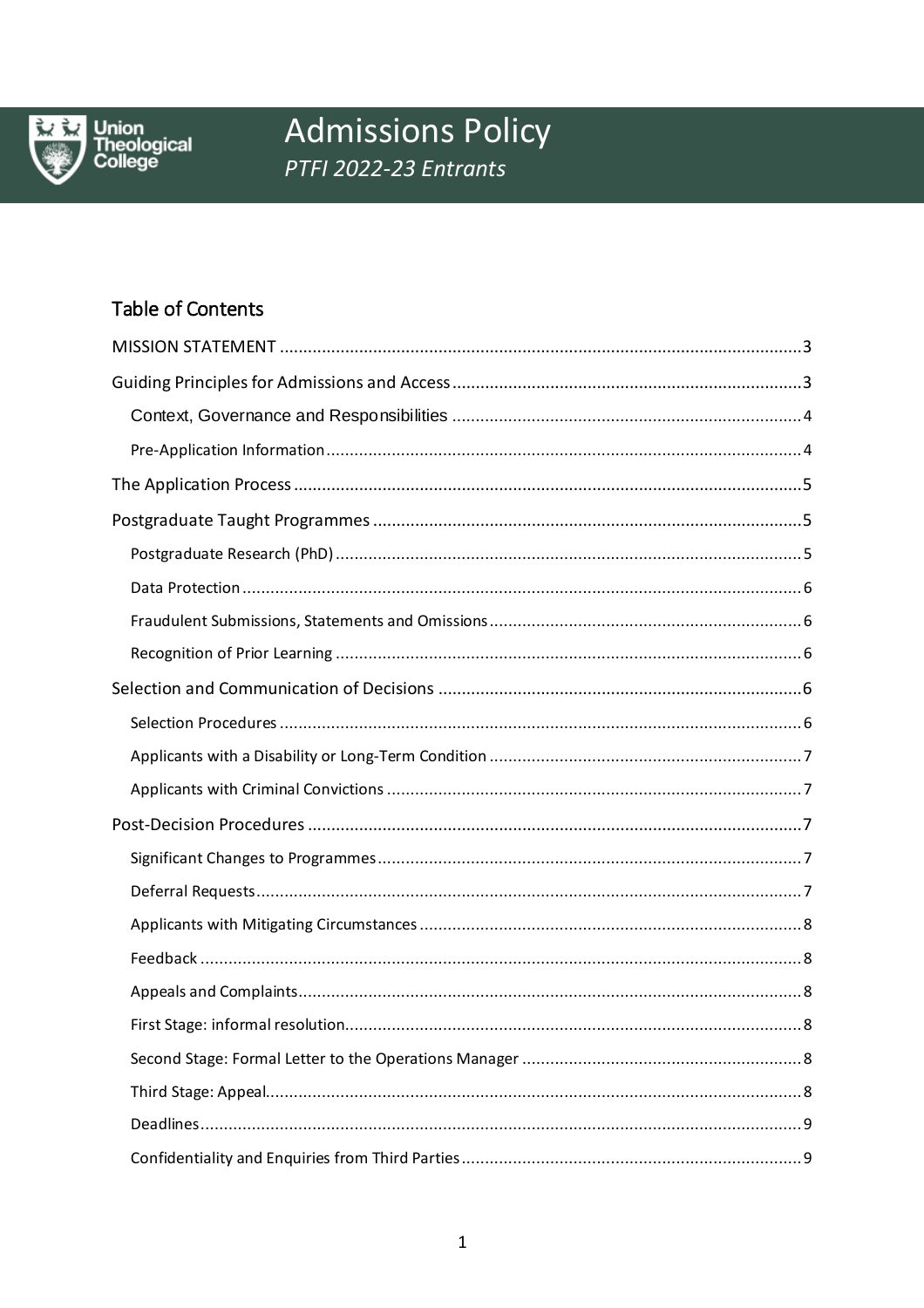# Admissions Policy

*PTFI 2022-23 Entrants*

## Table of Contents

- MISSION STATEMENT ..... 3
- Guiding Principles for Admissions and Access ..... 3
  - Context, Governance and Responsibilities ..... 4
  - Pre-Application Information ..... 4
- The Application Process ..... 5
- Postgraduate Taught Programmes ..... 5
  - Postgraduate Research (PhD) ..... 5
  - Data Protection ..... 6
  - Fraudulent Submissions, Statements and Omissions ..... 6
  - Recognition of Prior Learning ..... 6
- Selection and Communication of Decisions ..... 6
  - Selection Procedures ..... 6
  - Applicants with a Disability or Long-Term Condition ..... 7
  - Applicants with Criminal Convictions ..... 7
- Post-Decision Procedures ..... 7
  - Significant Changes to Programmes ..... 7
  - Deferral Requests ..... 7
  - Applicants with Mitigating Circumstances ..... 8
  - Feedback ..... 8
  - Appeals and Complaints ..... 8
  - First Stage: informal resolution ..... 8
  - Second Stage: Formal Letter to the Operations Manager ..... 8
  - Third Stage: Appeal ..... 8
  - Deadlines ..... 9
  - Confidentiality and Enquiries from Third Parties ..... 9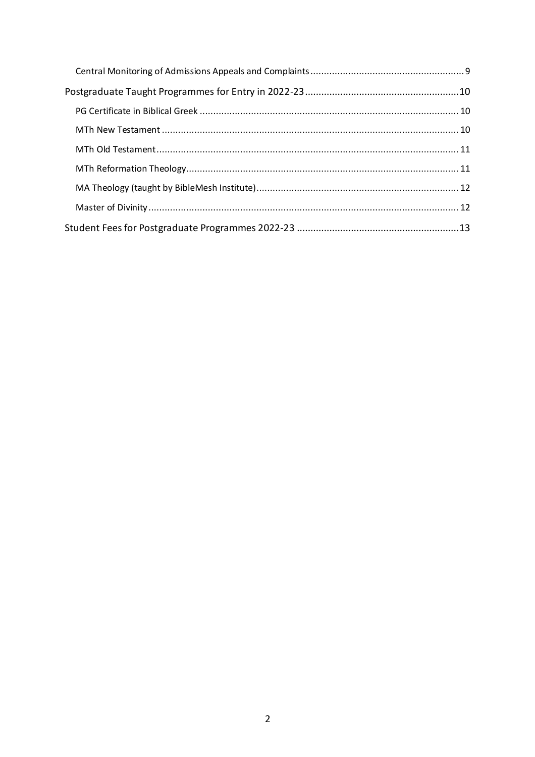Central Monitoring of Admissions Appeals and Complaints ........................................................ 9

Postgraduate Taught Programmes for Entry in 2022-23 ........................................................ 10

PG Certificate in Biblical Greek ........................................................ 10

MTh New Testament ........................................................ 10

MTh Old Testament ........................................................ 11

MTh Reformation Theology ........................................................ 11

MA Theology (taught by BibleMesh Institute) ........................................................ 12

Master of Divinity ........................................................ 12

Student Fees for Postgraduate Programmes 2022-23 ........................................................ 13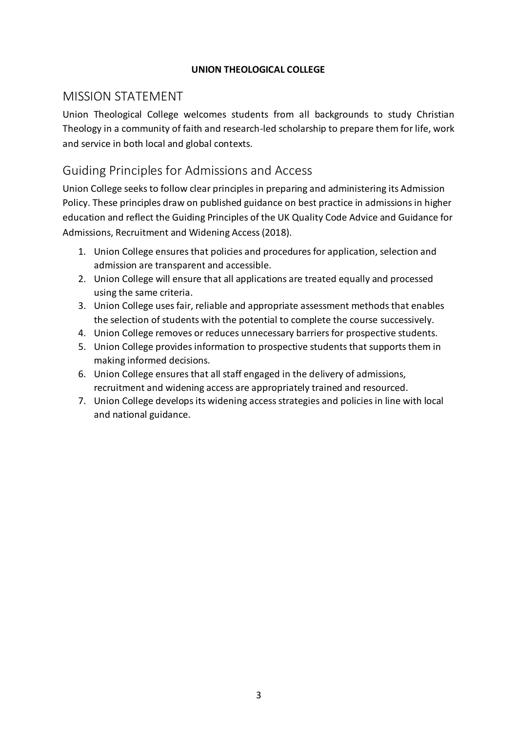**UNION THEOLOGICAL COLLEGE**

# MISSION STATEMENT

Union Theological College welcomes students from all backgrounds to study Christian Theology in a community of faith and research-led scholarship to prepare them for life, work and service in both local and global contexts.

# Guiding Principles for Admissions and Access

Union College seeks to follow clear principles in preparing and administering its Admission Policy. These principles draw on published guidance on best practice in admissions in higher education and reflect the Guiding Principles of the UK Quality Code Advice and Guidance for Admissions, Recruitment and Widening Access (2018).

1. Union College ensures that policies and procedures for application, selection and admission are transparent and accessible.
2. Union College will ensure that all applications are treated equally and processed using the same criteria.
3. Union College uses fair, reliable and appropriate assessment methods that enables the selection of students with the potential to complete the course successively.
4. Union College removes or reduces unnecessary barriers for prospective students.
5. Union College provides information to prospective students that supports them in making informed decisions.
6. Union College ensures that all staff engaged in the delivery of admissions, recruitment and widening access are appropriately trained and resourced.
7. Union College develops its widening access strategies and policies in line with local and national guidance.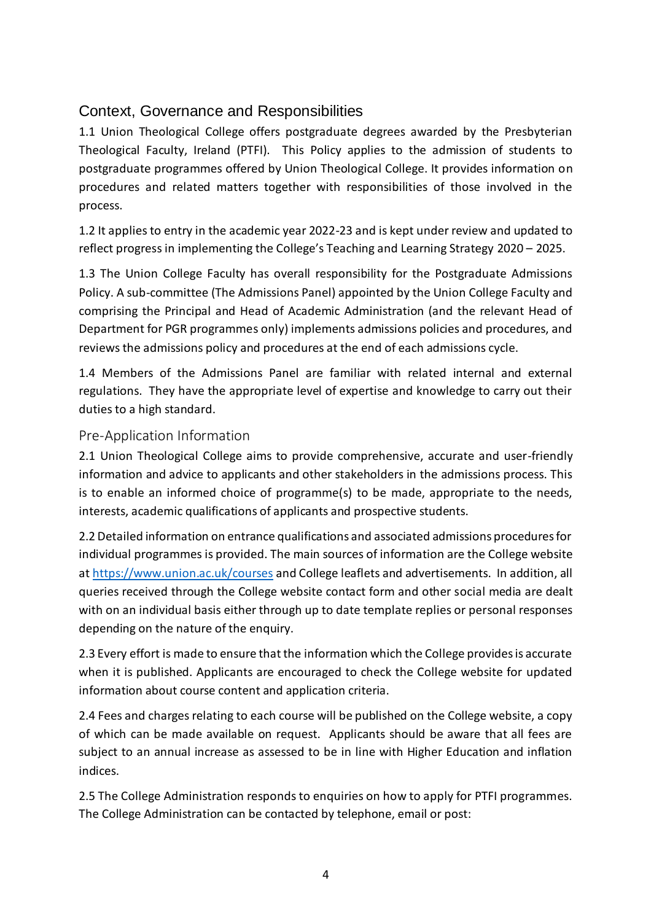## Context, Governance and Responsibilities

1.1 Union Theological College offers postgraduate degrees awarded by the Presbyterian Theological Faculty, Ireland (PTFI). This Policy applies to the admission of students to postgraduate programmes offered by Union Theological College. It provides information on procedures and related matters together with responsibilities of those involved in the process.

1.2 It applies to entry in the academic year 2022-23 and is kept under review and updated to reflect progress in implementing the College's Teaching and Learning Strategy 2020 – 2025.

1.3 The Union College Faculty has overall responsibility for the Postgraduate Admissions Policy. A sub-committee (The Admissions Panel) appointed by the Union College Faculty and comprising the Principal and Head of Academic Administration (and the relevant Head of Department for PGR programmes only) implements admissions policies and procedures, and reviews the admissions policy and procedures at the end of each admissions cycle.

1.4 Members of the Admissions Panel are familiar with related internal and external regulations. They have the appropriate level of expertise and knowledge to carry out their duties to a high standard.

### Pre-Application Information

2.1 Union Theological College aims to provide comprehensive, accurate and user-friendly information and advice to applicants and other stakeholders in the admissions process. This is to enable an informed choice of programme(s) to be made, appropriate to the needs, interests, academic qualifications of applicants and prospective students.

2.2 Detailed information on entrance qualifications and associated admissions procedures for individual programmes is provided. The main sources of information are the College website at [https://www.union.ac.uk/courses](https://www.union.ac.uk/courses) and College leaflets and advertisements. In addition, all queries received through the College website contact form and other social media are dealt with on an individual basis either through up to date template replies or personal responses depending on the nature of the enquiry.

2.3 Every effort is made to ensure that the information which the College provides is accurate when it is published. Applicants are encouraged to check the College website for updated information about course content and application criteria.

2.4 Fees and charges relating to each course will be published on the College website, a copy of which can be made available on request. Applicants should be aware that all fees are subject to an annual increase as assessed to be in line with Higher Education and inflation indices.

2.5 The College Administration responds to enquiries on how to apply for PTFI programmes. The College Administration can be contacted by telephone, email or post: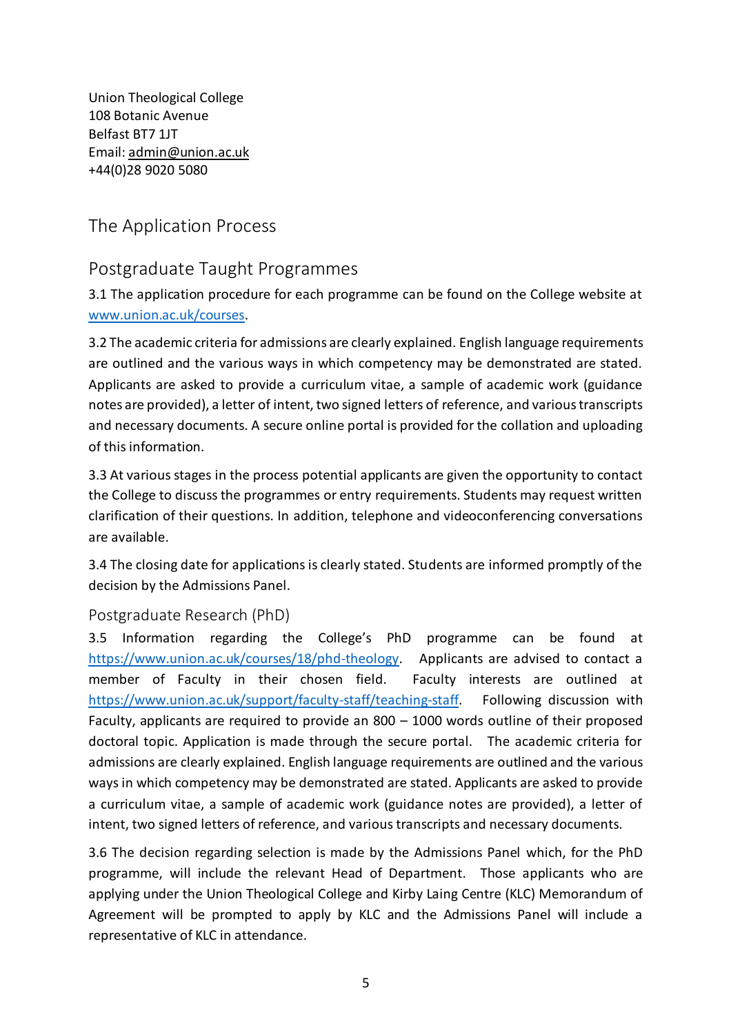Union Theological College
108 Botanic Avenue
Belfast BT7 1JT
Email: admin@union.ac.uk
+44(0)28 9020 5080

# The Application Process

## Postgraduate Taught Programmes

3.1 The application procedure for each programme can be found on the College website at www.union.ac.uk/courses.

3.2 The academic criteria for admissions are clearly explained. English language requirements are outlined and the various ways in which competency may be demonstrated are stated. Applicants are asked to provide a curriculum vitae, a sample of academic work (guidance notes are provided), a letter of intent, two signed letters of reference, and various transcripts and necessary documents. A secure online portal is provided for the collation and uploading of this information.

3.3 At various stages in the process potential applicants are given the opportunity to contact the College to discuss the programmes or entry requirements. Students may request written clarification of their questions. In addition, telephone and videoconferencing conversations are available.

3.4 The closing date for applications is clearly stated. Students are informed promptly of the decision by the Admissions Panel.

### Postgraduate Research (PhD)

3.5 Information regarding the College's PhD programme can be found at https://www.union.ac.uk/courses/18/phd-theology. Applicants are advised to contact a member of Faculty in their chosen field. Faculty interests are outlined at https://www.union.ac.uk/support/faculty-staff/teaching-staff. Following discussion with Faculty, applicants are required to provide an 800 – 1000 words outline of their proposed doctoral topic. Application is made through the secure portal. The academic criteria for admissions are clearly explained. English language requirements are outlined and the various ways in which competency may be demonstrated are stated. Applicants are asked to provide a curriculum vitae, a sample of academic work (guidance notes are provided), a letter of intent, two signed letters of reference, and various transcripts and necessary documents.

3.6 The decision regarding selection is made by the Admissions Panel which, for the PhD programme, will include the relevant Head of Department. Those applicants who are applying under the Union Theological College and Kirby Laing Centre (KLC) Memorandum of Agreement will be prompted to apply by KLC and the Admissions Panel will include a representative of KLC in attendance.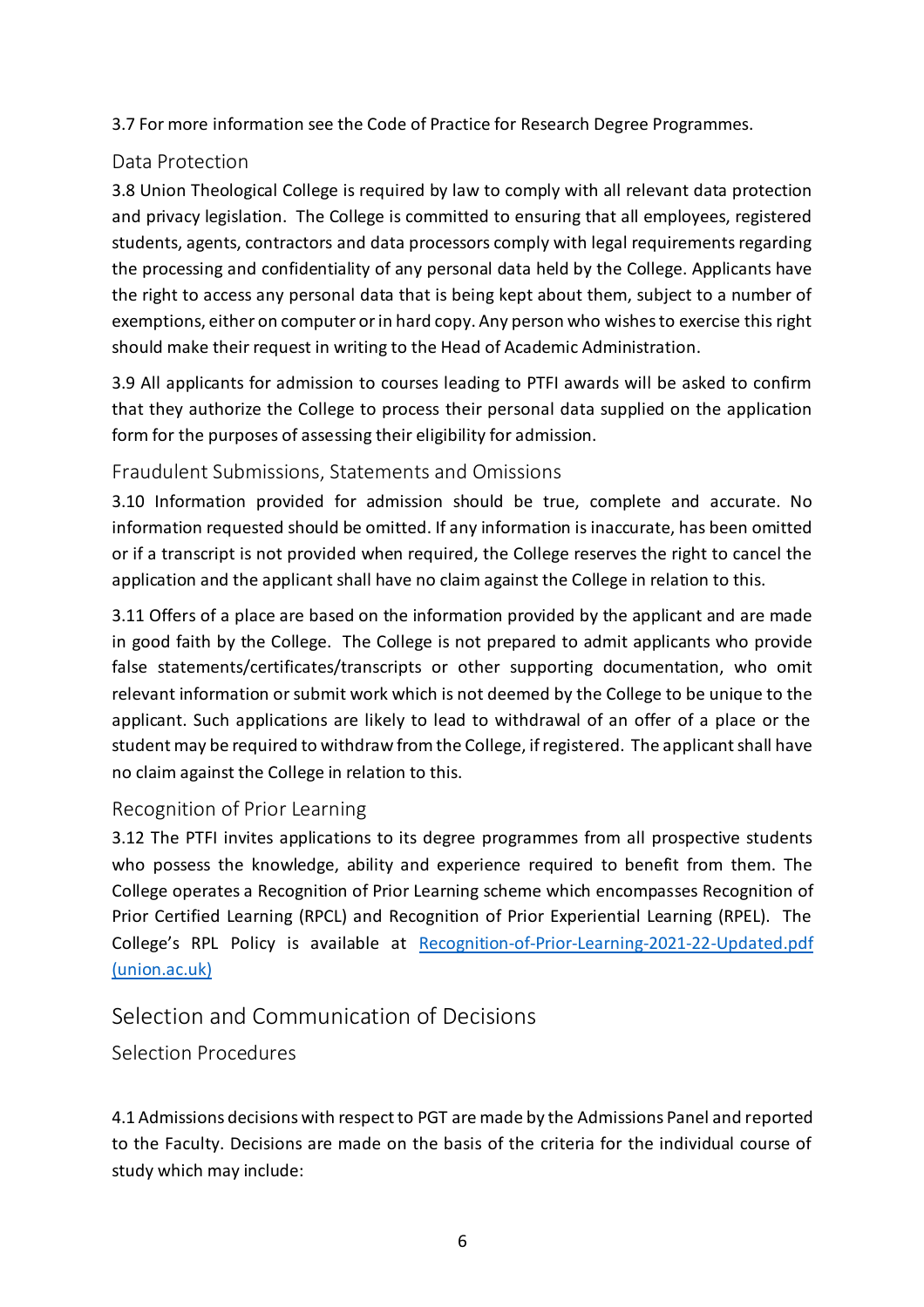3.7 For more information see the Code of Practice for Research Degree Programmes.

### Data Protection

3.8 Union Theological College is required by law to comply with all relevant data protection and privacy legislation. The College is committed to ensuring that all employees, registered students, agents, contractors and data processors comply with legal requirements regarding the processing and confidentiality of any personal data held by the College. Applicants have the right to access any personal data that is being kept about them, subject to a number of exemptions, either on computer or in hard copy. Any person who wishes to exercise this right should make their request in writing to the Head of Academic Administration.

3.9 All applicants for admission to courses leading to PTFI awards will be asked to confirm that they authorize the College to process their personal data supplied on the application form for the purposes of assessing their eligibility for admission.

### Fraudulent Submissions, Statements and Omissions

3.10 Information provided for admission should be true, complete and accurate. No information requested should be omitted. If any information is inaccurate, has been omitted or if a transcript is not provided when required, the College reserves the right to cancel the application and the applicant shall have no claim against the College in relation to this.

3.11 Offers of a place are based on the information provided by the applicant and are made in good faith by the College. The College is not prepared to admit applicants who provide false statements/certificates/transcripts or other supporting documentation, who omit relevant information or submit work which is not deemed by the College to be unique to the applicant. Such applications are likely to lead to withdrawal of an offer of a place or the student may be required to withdraw from the College, if registered. The applicant shall have no claim against the College in relation to this.

### Recognition of Prior Learning

3.12 The PTFI invites applications to its degree programmes from all prospective students who possess the knowledge, ability and experience required to benefit from them. The College operates a Recognition of Prior Learning scheme which encompasses Recognition of Prior Certified Learning (RPCL) and Recognition of Prior Experiential Learning (RPEL). The College's RPL Policy is available at [Recognition-of-Prior-Learning-2021-22-Updated.pdf (union.ac.uk)]

## Selection and Communication of Decisions

### Selection Procedures

4.1 Admissions decisions with respect to PGT are made by the Admissions Panel and reported to the Faculty. Decisions are made on the basis of the criteria for the individual course of study which may include: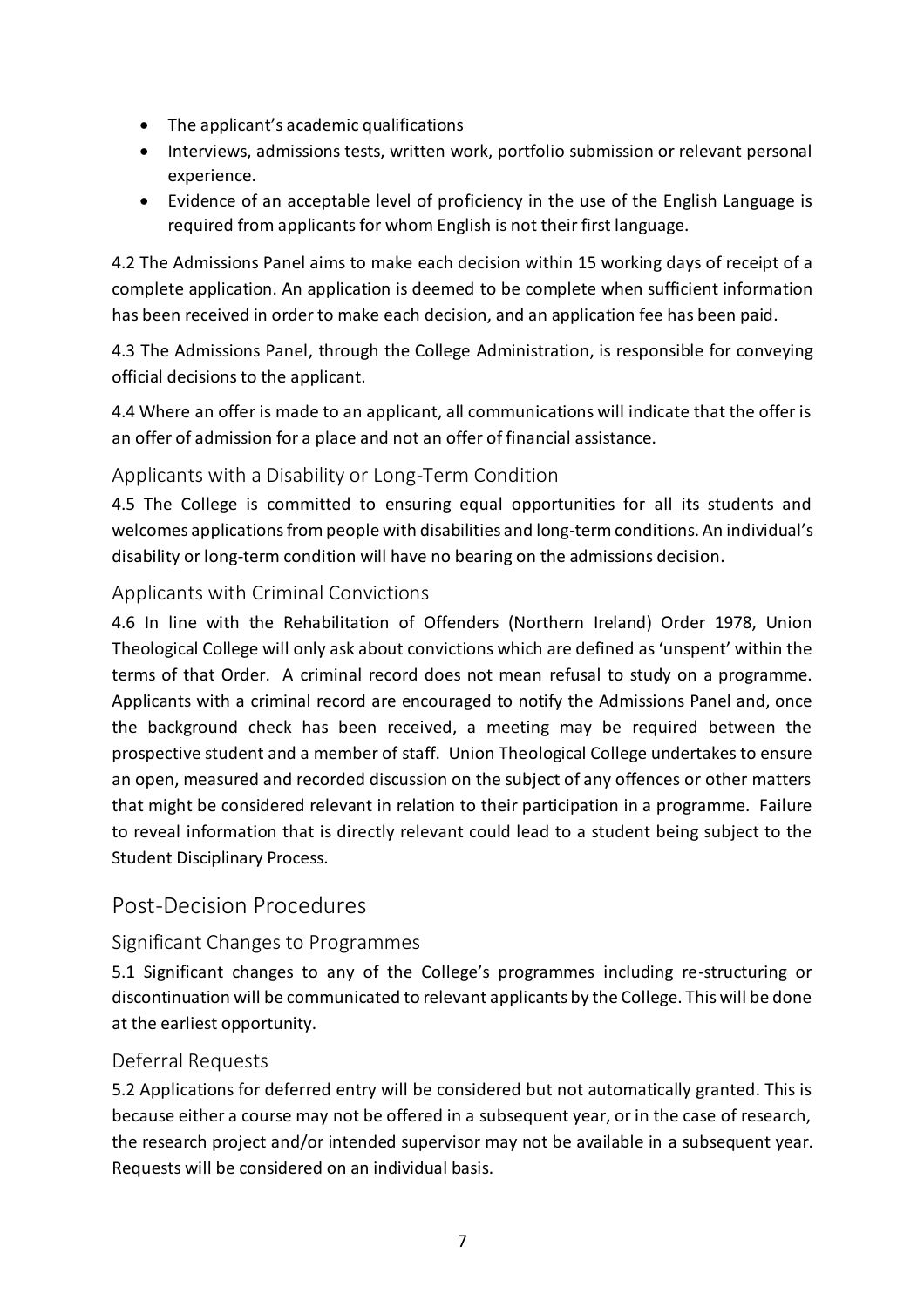- The applicant's academic qualifications
- Interviews, admissions tests, written work, portfolio submission or relevant personal experience.
- Evidence of an acceptable level of proficiency in the use of the English Language is required from applicants for whom English is not their first language.

4.2 The Admissions Panel aims to make each decision within 15 working days of receipt of a complete application. An application is deemed to be complete when sufficient information has been received in order to make each decision, and an application fee has been paid.

4.3 The Admissions Panel, through the College Administration, is responsible for conveying official decisions to the applicant.

4.4 Where an offer is made to an applicant, all communications will indicate that the offer is an offer of admission for a place and not an offer of financial assistance.

### Applicants with a Disability or Long-Term Condition

4.5 The College is committed to ensuring equal opportunities for all its students and welcomes applications from people with disabilities and long-term conditions. An individual's disability or long-term condition will have no bearing on the admissions decision.

### Applicants with Criminal Convictions

4.6 In line with the Rehabilitation of Offenders (Northern Ireland) Order 1978, Union Theological College will only ask about convictions which are defined as 'unspent' within the terms of that Order. A criminal record does not mean refusal to study on a programme. Applicants with a criminal record are encouraged to notify the Admissions Panel and, once the background check has been received, a meeting may be required between the prospective student and a member of staff. Union Theological College undertakes to ensure an open, measured and recorded discussion on the subject of any offences or other matters that might be considered relevant in relation to their participation in a programme. Failure to reveal information that is directly relevant could lead to a student being subject to the Student Disciplinary Process.

## Post-Decision Procedures

### Significant Changes to Programmes

5.1 Significant changes to any of the College's programmes including re-structuring or discontinuation will be communicated to relevant applicants by the College. This will be done at the earliest opportunity.

### Deferral Requests

5.2 Applications for deferred entry will be considered but not automatically granted. This is because either a course may not be offered in a subsequent year, or in the case of research, the research project and/or intended supervisor may not be available in a subsequent year. Requests will be considered on an individual basis.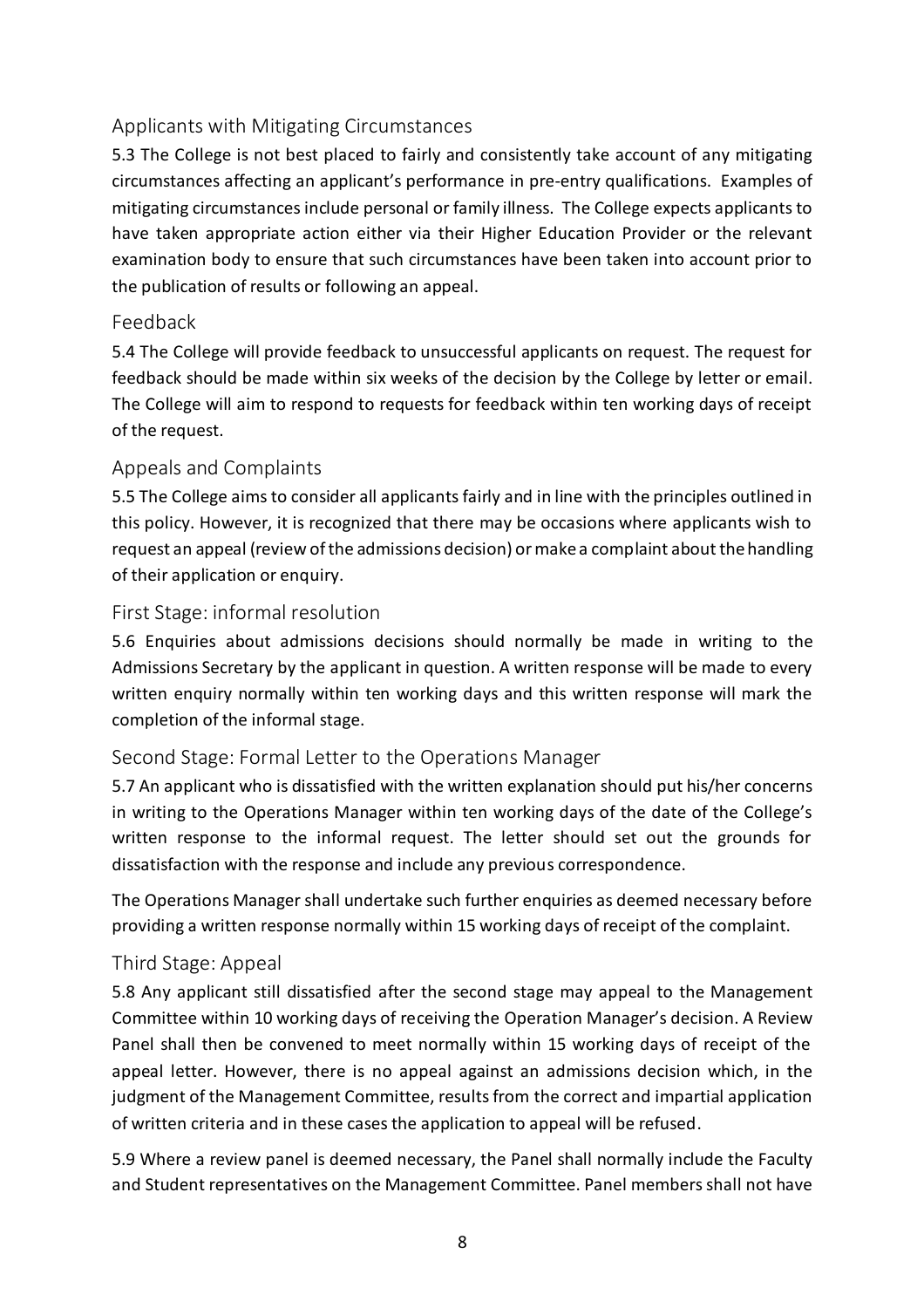## Applicants with Mitigating Circumstances

5.3 The College is not best placed to fairly and consistently take account of any mitigating circumstances affecting an applicant's performance in pre-entry qualifications. Examples of mitigating circumstances include personal or family illness. The College expects applicants to have taken appropriate action either via their Higher Education Provider or the relevant examination body to ensure that such circumstances have been taken into account prior to the publication of results or following an appeal.

## Feedback

5.4 The College will provide feedback to unsuccessful applicants on request. The request for feedback should be made within six weeks of the decision by the College by letter or email. The College will aim to respond to requests for feedback within ten working days of receipt of the request.

## Appeals and Complaints

5.5 The College aims to consider all applicants fairly and in line with the principles outlined in this policy. However, it is recognized that there may be occasions where applicants wish to request an appeal (review of the admissions decision) or make a complaint about the handling of their application or enquiry.

## First Stage: informal resolution

5.6 Enquiries about admissions decisions should normally be made in writing to the Admissions Secretary by the applicant in question. A written response will be made to every written enquiry normally within ten working days and this written response will mark the completion of the informal stage.

## Second Stage: Formal Letter to the Operations Manager

5.7 An applicant who is dissatisfied with the written explanation should put his/her concerns in writing to the Operations Manager within ten working days of the date of the College's written response to the informal request. The letter should set out the grounds for dissatisfaction with the response and include any previous correspondence.

The Operations Manager shall undertake such further enquiries as deemed necessary before providing a written response normally within 15 working days of receipt of the complaint.

## Third Stage: Appeal

5.8 Any applicant still dissatisfied after the second stage may appeal to the Management Committee within 10 working days of receiving the Operation Manager's decision. A Review Panel shall then be convened to meet normally within 15 working days of receipt of the appeal letter. However, there is no appeal against an admissions decision which, in the judgment of the Management Committee, results from the correct and impartial application of written criteria and in these cases the application to appeal will be refused.

5.9 Where a review panel is deemed necessary, the Panel shall normally include the Faculty and Student representatives on the Management Committee. Panel members shall not have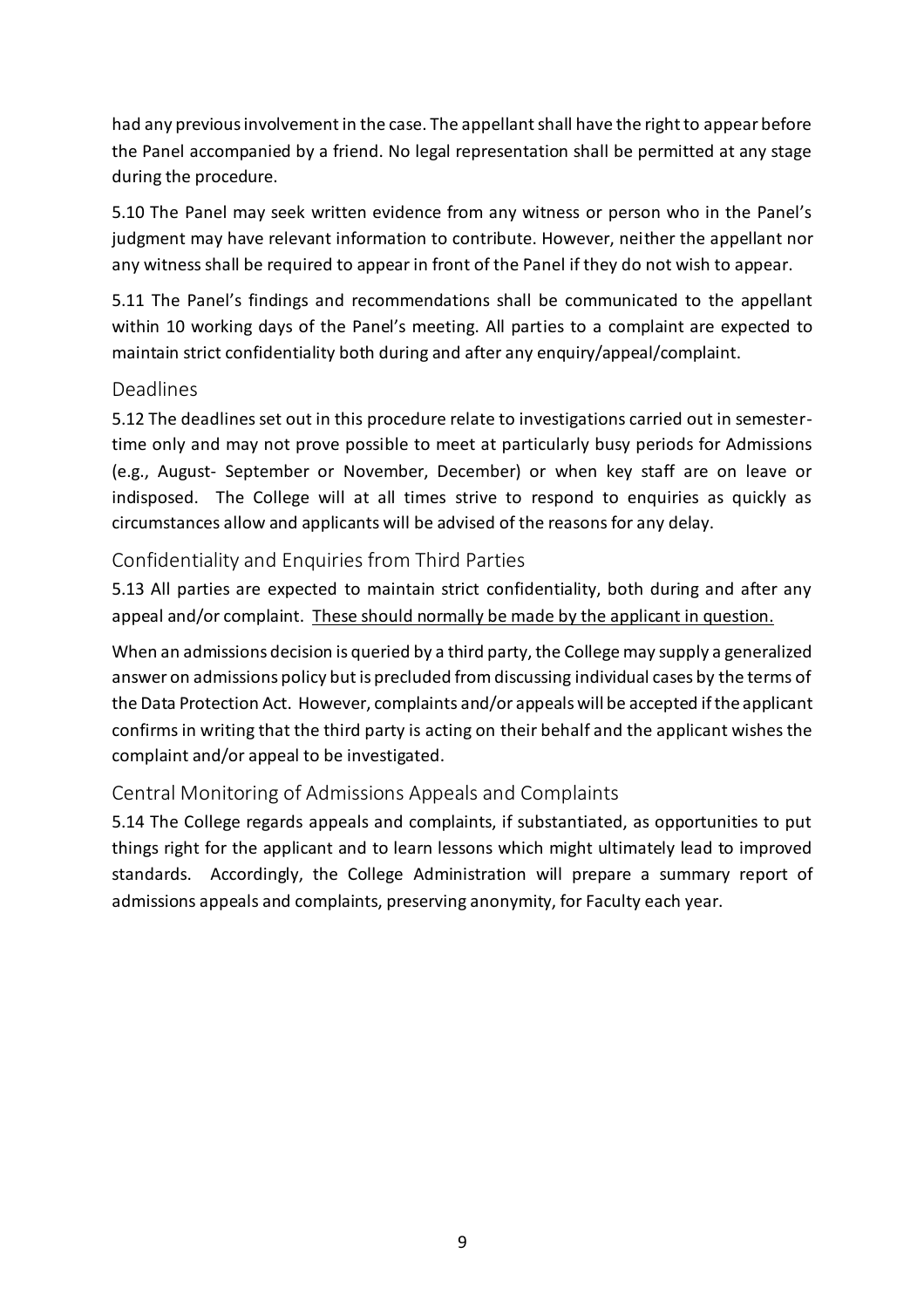had any previous involvement in the case. The appellant shall have the right to appear before the Panel accompanied by a friend. No legal representation shall be permitted at any stage during the procedure.

5.10 The Panel may seek written evidence from any witness or person who in the Panel's judgment may have relevant information to contribute. However, neither the appellant nor any witness shall be required to appear in front of the Panel if they do not wish to appear.

5.11 The Panel's findings and recommendations shall be communicated to the appellant within 10 working days of the Panel's meeting. All parties to a complaint are expected to maintain strict confidentiality both during and after any enquiry/appeal/complaint.

## Deadlines

5.12 The deadlines set out in this procedure relate to investigations carried out in semester-time only and may not prove possible to meet at particularly busy periods for Admissions (e.g., August- September or November, December) or when key staff are on leave or indisposed. The College will at all times strive to respond to enquiries as quickly as circumstances allow and applicants will be advised of the reasons for any delay.

## Confidentiality and Enquiries from Third Parties

5.13 All parties are expected to maintain strict confidentiality, both during and after any appeal and/or complaint. <u>These should normally be made by the applicant in question.</u>

When an admissions decision is queried by a third party, the College may supply a generalized answer on admissions policy but is precluded from discussing individual cases by the terms of the Data Protection Act. However, complaints and/or appeals will be accepted if the applicant confirms in writing that the third party is acting on their behalf and the applicant wishes the complaint and/or appeal to be investigated.

## Central Monitoring of Admissions Appeals and Complaints

5.14 The College regards appeals and complaints, if substantiated, as opportunities to put things right for the applicant and to learn lessons which might ultimately lead to improved standards. Accordingly, the College Administration will prepare a summary report of admissions appeals and complaints, preserving anonymity, for Faculty each year.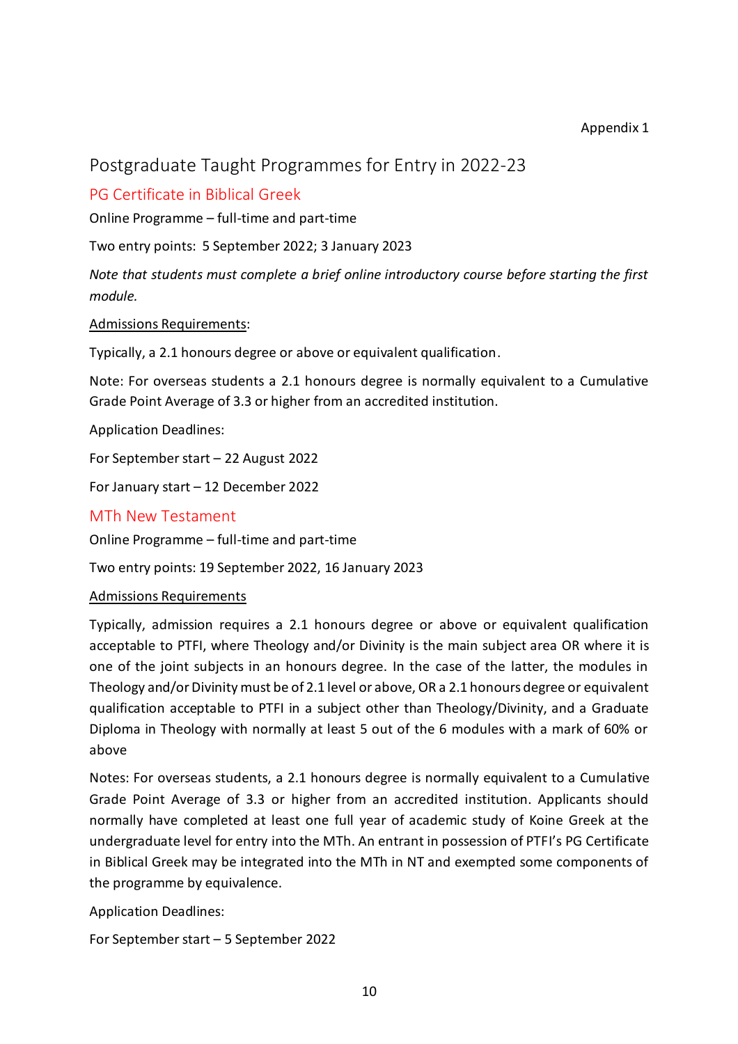Appendix 1

# Postgraduate Taught Programmes for Entry in 2022-23

## PG Certificate in Biblical Greek

Online Programme – full-time and part-time

Two entry points: 5 September 2022; 3 January 2023

*Note that students must complete a brief online introductory course before starting the first module.*

Admissions Requirements:

Typically, a 2.1 honours degree or above or equivalent qualification.

Note: For overseas students a 2.1 honours degree is normally equivalent to a Cumulative Grade Point Average of 3.3 or higher from an accredited institution.

Application Deadlines:

For September start – 22 August 2022

For January start – 12 December 2022

## MTh New Testament

Online Programme – full-time and part-time

Two entry points: 19 September 2022, 16 January 2023

Admissions Requirements

Typically, admission requires a 2.1 honours degree or above or equivalent qualification acceptable to PTFI, where Theology and/or Divinity is the main subject area OR where it is one of the joint subjects in an honours degree. In the case of the latter, the modules in Theology and/or Divinity must be of 2.1 level or above, OR a 2.1 honours degree or equivalent qualification acceptable to PTFI in a subject other than Theology/Divinity, and a Graduate Diploma in Theology with normally at least 5 out of the 6 modules with a mark of 60% or above

Notes: For overseas students, a 2.1 honours degree is normally equivalent to a Cumulative Grade Point Average of 3.3 or higher from an accredited institution. Applicants should normally have completed at least one full year of academic study of Koine Greek at the undergraduate level for entry into the MTh. An entrant in possession of PTFI's PG Certificate in Biblical Greek may be integrated into the MTh in NT and exempted some components of the programme by equivalence.

Application Deadlines:

For September start – 5 September 2022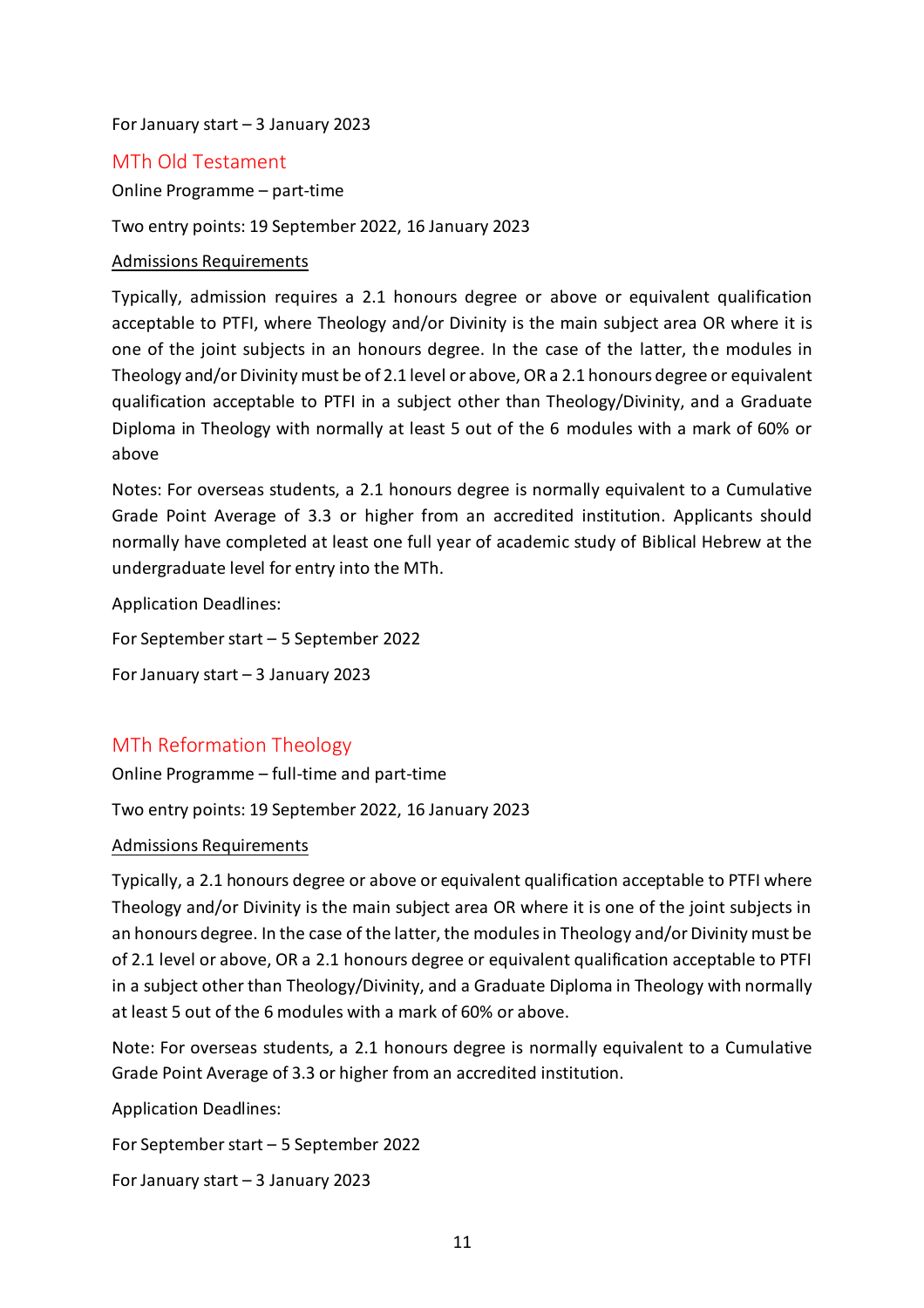For January start – 3 January 2023

## MTh Old Testament

Online Programme – part-time

Two entry points: 19 September 2022, 16 January 2023

<u>Admissions Requirements</u>

Typically, admission requires a 2.1 honours degree or above or equivalent qualification acceptable to PTFI, where Theology and/or Divinity is the main subject area OR where it is one of the joint subjects in an honours degree. In the case of the latter, the modules in Theology and/or Divinity must be of 2.1 level or above, OR a 2.1 honours degree or equivalent qualification acceptable to PTFI in a subject other than Theology/Divinity, and a Graduate Diploma in Theology with normally at least 5 out of the 6 modules with a mark of 60% or above

Notes: For overseas students, a 2.1 honours degree is normally equivalent to a Cumulative Grade Point Average of 3.3 or higher from an accredited institution. Applicants should normally have completed at least one full year of academic study of Biblical Hebrew at the undergraduate level for entry into the MTh.

Application Deadlines:

For September start – 5 September 2022

For January start – 3 January 2023

## MTh Reformation Theology

Online Programme – full-time and part-time

Two entry points: 19 September 2022, 16 January 2023

<u>Admissions Requirements</u>

Typically, a 2.1 honours degree or above or equivalent qualification acceptable to PTFI where Theology and/or Divinity is the main subject area OR where it is one of the joint subjects in an honours degree. In the case of the latter, the modules in Theology and/or Divinity must be of 2.1 level or above, OR a 2.1 honours degree or equivalent qualification acceptable to PTFI in a subject other than Theology/Divinity, and a Graduate Diploma in Theology with normally at least 5 out of the 6 modules with a mark of 60% or above.

Note: For overseas students, a 2.1 honours degree is normally equivalent to a Cumulative Grade Point Average of 3.3 or higher from an accredited institution.

Application Deadlines:

For September start – 5 September 2022

For January start – 3 January 2023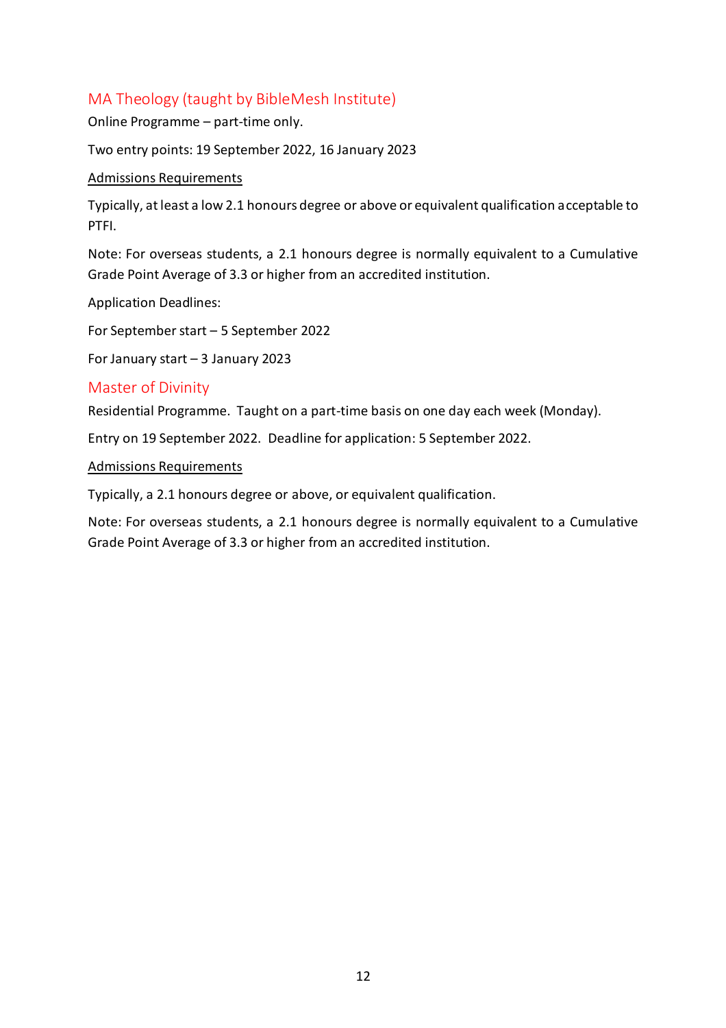## MA Theology (taught by BibleMesh Institute)

Online Programme – part-time only.

Two entry points: 19 September 2022, 16 January 2023

<u>Admissions Requirements</u>

Typically, at least a low 2.1 honours degree or above or equivalent qualification acceptable to PTFI.

Note: For overseas students, a 2.1 honours degree is normally equivalent to a Cumulative Grade Point Average of 3.3 or higher from an accredited institution.

Application Deadlines:

For September start – 5 September 2022

For January start – 3 January 2023

## Master of Divinity

Residential Programme. Taught on a part-time basis on one day each week (Monday).

Entry on 19 September 2022. Deadline for application: 5 September 2022.

<u>Admissions Requirements</u>

Typically, a 2.1 honours degree or above, or equivalent qualification.

Note: For overseas students, a 2.1 honours degree is normally equivalent to a Cumulative Grade Point Average of 3.3 or higher from an accredited institution.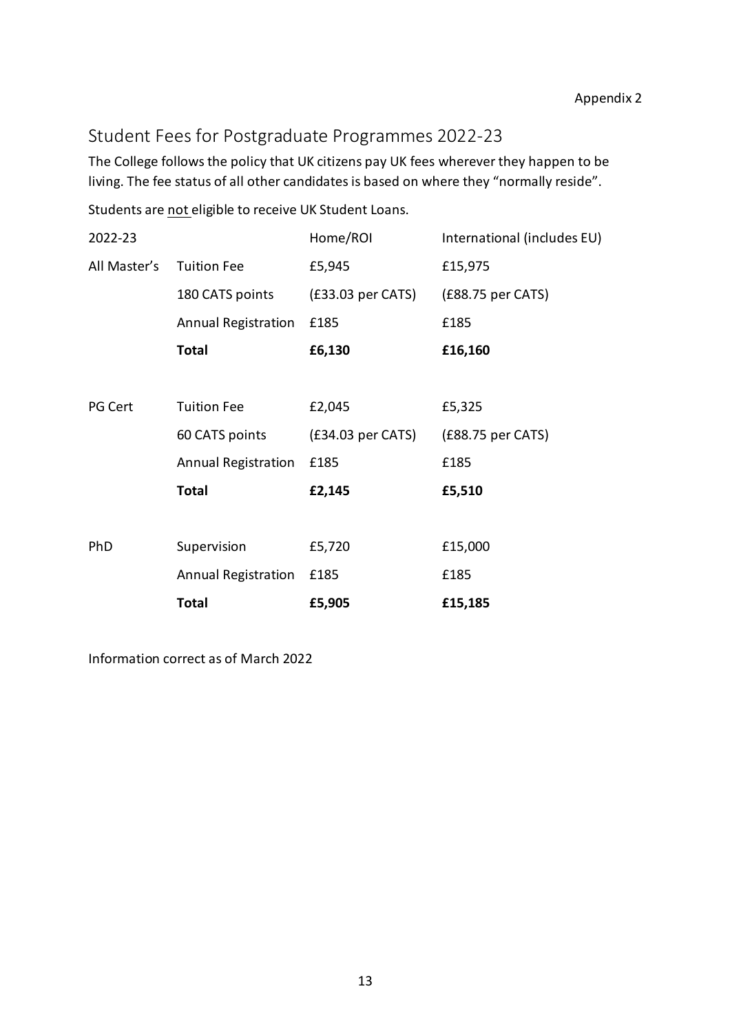Appendix 2

## Student Fees for Postgraduate Programmes 2022-23

The College follows the policy that UK citizens pay UK fees wherever they happen to be living. The fee status of all other candidates is based on where they "normally reside".

Students are <u>not</u> eligible to receive UK Student Loans.

| 2022-23 | | Home/ROI | International (includes EU) |
|---|---|---|---|
| All Master's | Tuition Fee | £5,945 | £15,975 |
| | 180 CATS points | (£33.03 per CATS) | (£88.75 per CATS) |
| | Annual Registration | £185 | £185 |
| | **Total** | **£6,130** | **£16,160** |
| | | | |
| PG Cert | Tuition Fee | £2,045 | £5,325 |
| | 60 CATS points | (£34.03 per CATS) | (£88.75 per CATS) |
| | Annual Registration | £185 | £185 |
| | **Total** | **£2,145** | **£5,510** |
| | | | |
| PhD | Supervision | £5,720 | £15,000 |
| | Annual Registration | £185 | £185 |
| | **Total** | **£5,905** | **£15,185** |

Information correct as of March 2022